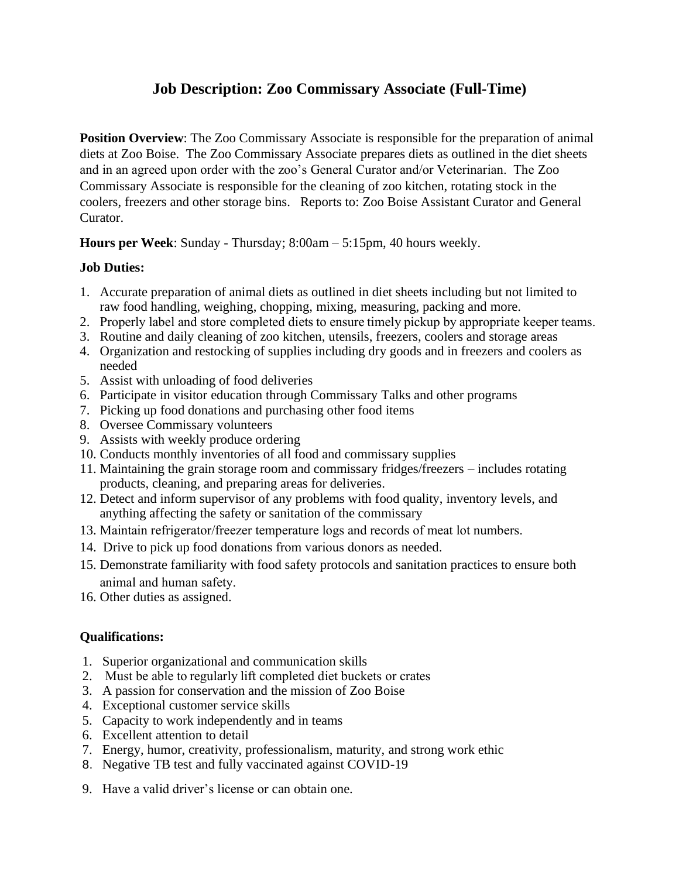# Job Description: Zoo Commissary Associate (Full-Time)

**Position Overview**: The Zoo Commissary Associate is responsible for the preparation of animal diets at Zoo Boise. The Zoo Commissary Associate prepares diets as outlined in the diet sheets and in an agreed upon order with the zoo's General Curator and/or Veterinarian. The Zoo Commissary Associate is responsible for the cleaning of zoo kitchen, rotating stock in the coolers, freezers and other storage bins. Reports to: Zoo Boise Assistant Curator and General Curator.

**Hours per Week**: Sunday - Thursday; 8:00am – 5:15pm, 40 hours weekly.

**Job Duties:**

1. Accurate preparation of animal diets as outlined in diet sheets including but not limited to raw food handling, weighing, chopping, mixing, measuring, packing and more.
2. Properly label and store completed diets to ensure timely pickup by appropriate keeper teams.
3. Routine and daily cleaning of zoo kitchen, utensils, freezers, coolers and storage areas
4. Organization and restocking of supplies including dry goods and in freezers and coolers as needed
5. Assist with unloading of food deliveries
6. Participate in visitor education through Commissary Talks and other programs
7. Picking up food donations and purchasing other food items
8. Oversee Commissary volunteers
9. Assists with weekly produce ordering
10. Conducts monthly inventories of all food and commissary supplies
11. Maintaining the grain storage room and commissary fridges/freezers – includes rotating products, cleaning, and preparing areas for deliveries.
12. Detect and inform supervisor of any problems with food quality, inventory levels, and anything affecting the safety or sanitation of the commissary
13. Maintain refrigerator/freezer temperature logs and records of meat lot numbers.
14. Drive to pick up food donations from various donors as needed.
15. Demonstrate familiarity with food safety protocols and sanitation practices to ensure both animal and human safety.
16. Other duties as assigned.

**Qualifications:**

1. Superior organizational and communication skills
2. Must be able to regularly lift completed diet buckets or crates
3. A passion for conservation and the mission of Zoo Boise
4. Exceptional customer service skills
5. Capacity to work independently and in teams
6. Excellent attention to detail
7. Energy, humor, creativity, professionalism, maturity, and strong work ethic
8. Negative TB test and fully vaccinated against COVID-19
9. Have a valid driver's license or can obtain one.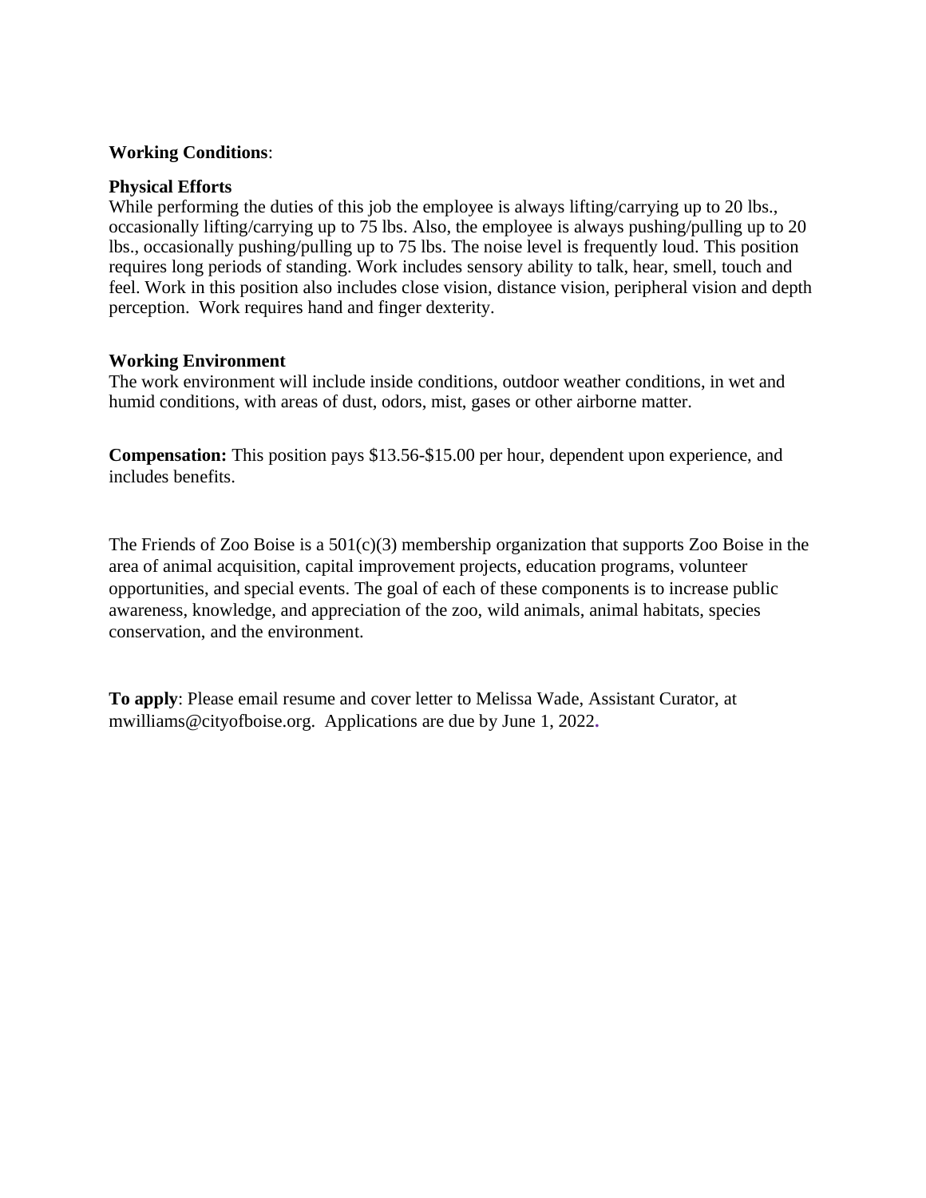**Working Conditions**:

**Physical Efforts**

While performing the duties of this job the employee is always lifting/carrying up to 20 lbs., occasionally lifting/carrying up to 75 lbs. Also, the employee is always pushing/pulling up to 20 lbs., occasionally pushing/pulling up to 75 lbs. The noise level is frequently loud. This position requires long periods of standing. Work includes sensory ability to talk, hear, smell, touch and feel. Work in this position also includes close vision, distance vision, peripheral vision and depth perception. Work requires hand and finger dexterity.

**Working Environment**

The work environment will include inside conditions, outdoor weather conditions, in wet and humid conditions, with areas of dust, odors, mist, gases or other airborne matter.

**Compensation:** This position pays $13.56-$15.00 per hour, dependent upon experience, and includes benefits.

The Friends of Zoo Boise is a 501(c)(3) membership organization that supports Zoo Boise in the area of animal acquisition, capital improvement projects, education programs, volunteer opportunities, and special events. The goal of each of these components is to increase public awareness, knowledge, and appreciation of the zoo, wild animals, animal habitats, species conservation, and the environment.

**To apply**: Please email resume and cover letter to Melissa Wade, Assistant Curator, at mwilliams@cityofboise.org. Applications are due by June 1, 2022.